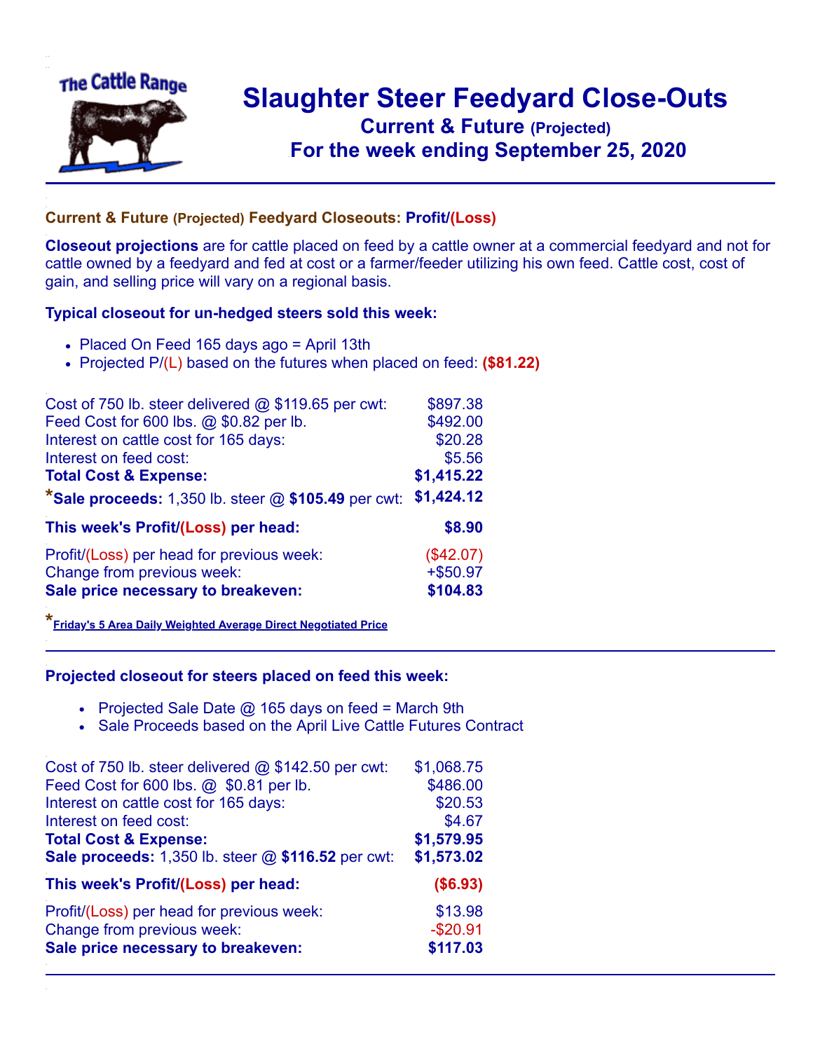# Slaughter Steer Feedyard Close-Outs

## Current & Future (Projected)

## For the week ending September 25, 2020

### Current & Future (Projected) Feedyard Closeouts: Profit/(Loss)

**Closeout projections** are for cattle placed on feed by a cattle owner at a commercial feedyard and not for cattle owned by a feedyard and fed at cost or a farmer/feeder utilizing his own feed. Cattle cost, cost of gain, and selling price will vary on a regional basis.

### Typical closeout for un-hedged steers sold this week:

- Placed On Feed 165 days ago = April 13th
- Projected P/(L) based on the futures when placed on feed: **($81.22)**

| | |
|---|---|
| Cost of 750 lb. steer delivered @ $119.65 per cwt: | $897.38 |
| Feed Cost for 600 lbs. @ $0.82 per lb. | $492.00 |
| Interest on cattle cost for 165 days: | $20.28 |
| Interest on feed cost: | $5.56 |
| **Total Cost & Expense:** | **$1,415.22** |
| ***Sale proceeds:** 1,350 lb. steer @ **$105.49** per cwt: | **$1,424.12** |
| **This week's Profit/(Loss) per head:** | **$8.90** |
| Profit/(Loss) per head for previous week: | ($42.07) |
| Change from previous week: | +$50.97 |
| **Sale price necessary to breakeven:** | **$104.83** |

*Friday's 5 Area Daily Weighted Average Direct Negotiated Price

### Projected closeout for steers placed on feed this week:

- Projected Sale Date @ 165 days on feed = March 9th
- Sale Proceeds based on the April Live Cattle Futures Contract

| | |
|---|---|
| Cost of 750 lb. steer delivered @ $142.50 per cwt: | $1,068.75 |
| Feed Cost for 600 lbs. @ $0.81 per lb. | $486.00 |
| Interest on cattle cost for 165 days: | $20.53 |
| Interest on feed cost: | $4.67 |
| **Total Cost & Expense:** | **$1,579.95** |
| **Sale proceeds:** 1,350 lb. steer @ **$116.52** per cwt: | **$1,573.02** |
| **This week's Profit/(Loss) per head:** | **($6.93)** |
| Profit/(Loss) per head for previous week: | $13.98 |
| Change from previous week: | -$20.91 |
| **Sale price necessary to breakeven:** | **$117.03** |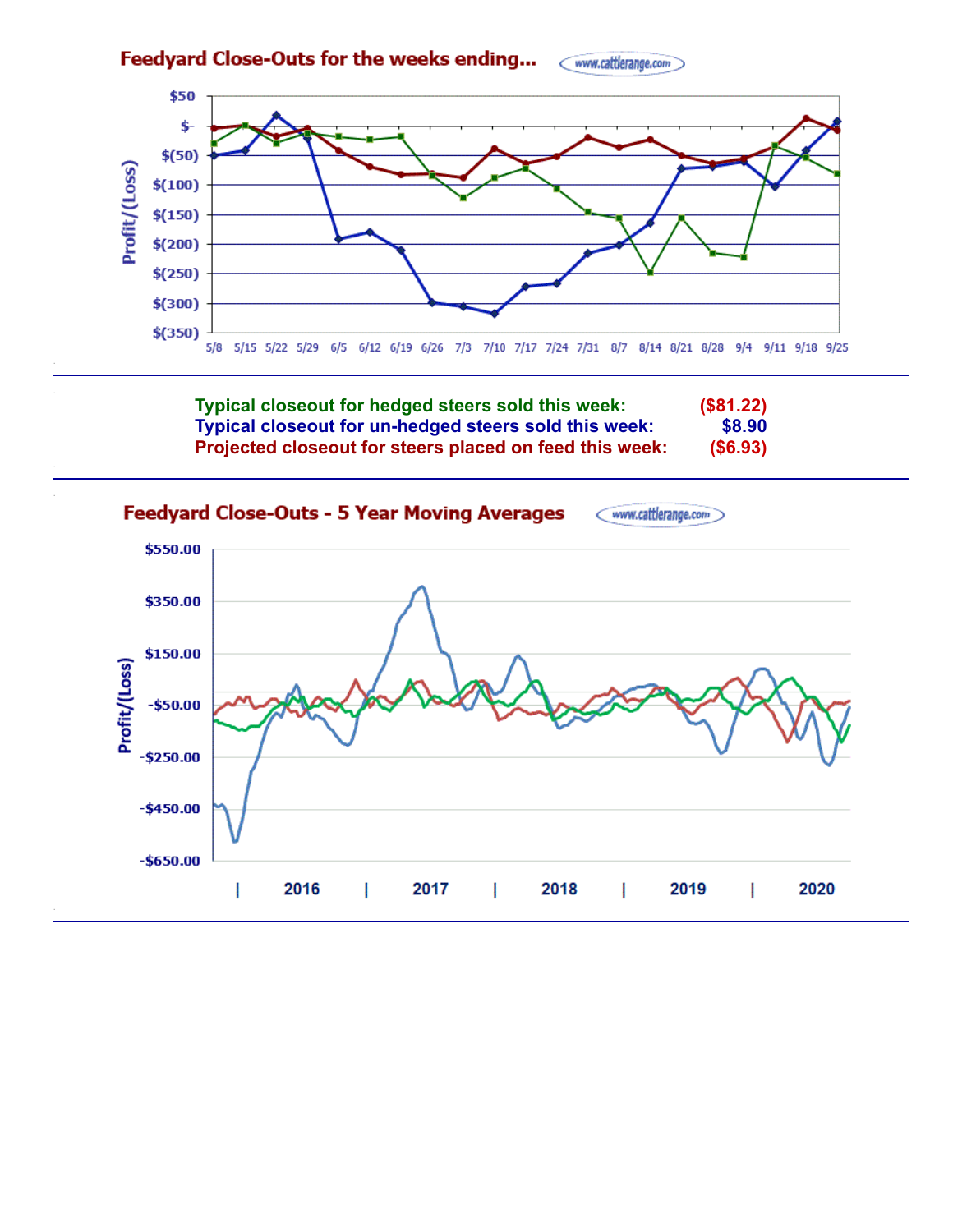## Feedyard Close-Outs for the weeks ending...

www.cattlerange.com

Profit/(Loss)

$50
$-
$(50)
$(100)
$(150)
$(200)
$(250)
$(300)
$(350)

5/8 5/15 5/22 5/29 6/5 6/12 6/19 6/26 7/3 7/10 7/17 7/24 7/31 8/7 8/14 8/21 8/28 9/4 9/11 9/18 9/25

---

**Typical closeout for hedged steers sold this week: ($81.22)**

**Typical closeout for un-hedged steers sold this week: $8.90**

**Projected closeout for steers placed on feed this week: ($6.93)**

---

## Feedyard Close-Outs - 5 Year Moving Averages

www.cattlerange.com

Profit/(Loss)

$550.00
$350.00
$150.00
-$50.00
-$250.00
-$450.00
-$650.00

| 2016 | 2017 | 2018 | 2019 | 2020